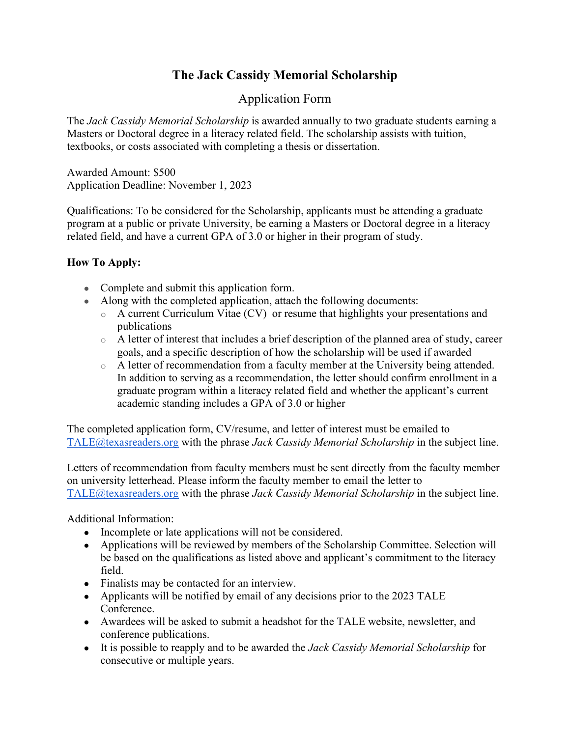# The Jack Cassidy Memorial Scholarship

## Application Form

The *Jack Cassidy Memorial Scholarship* is awarded annually to two graduate students earning a Masters or Doctoral degree in a literacy related field. The scholarship assists with tuition, textbooks, or costs associated with completing a thesis or dissertation.

Awarded Amount: $500
Application Deadline: November 1, 2023

Qualifications: To be considered for the Scholarship, applicants must be attending a graduate program at a public or private University, be earning a Masters or Doctoral degree in a literacy related field, and have a current GPA of 3.0 or higher in their program of study.

**How To Apply:**

- Complete and submit this application form.
- Along with the completed application, attach the following documents:
  - A current Curriculum Vitae (CV) or resume that highlights your presentations and publications
  - A letter of interest that includes a brief description of the planned area of study, career goals, and a specific description of how the scholarship will be used if awarded
  - A letter of recommendation from a faculty member at the University being attended. In addition to serving as a recommendation, the letter should confirm enrollment in a graduate program within a literacy related field and whether the applicant's current academic standing includes a GPA of 3.0 or higher

The completed application form, CV/resume, and letter of interest must be emailed to TALE@texasreaders.org with the phrase *Jack Cassidy Memorial Scholarship* in the subject line.

Letters of recommendation from faculty members must be sent directly from the faculty member on university letterhead. Please inform the faculty member to email the letter to TALE@texasreaders.org with the phrase *Jack Cassidy Memorial Scholarship* in the subject line.

Additional Information:

- Incomplete or late applications will not be considered.
- Applications will be reviewed by members of the Scholarship Committee. Selection will be based on the qualifications as listed above and applicant's commitment to the literacy field.
- Finalists may be contacted for an interview.
- Applicants will be notified by email of any decisions prior to the 2023 TALE Conference.
- Awardees will be asked to submit a headshot for the TALE website, newsletter, and conference publications.
- It is possible to reapply and to be awarded the *Jack Cassidy Memorial Scholarship* for consecutive or multiple years.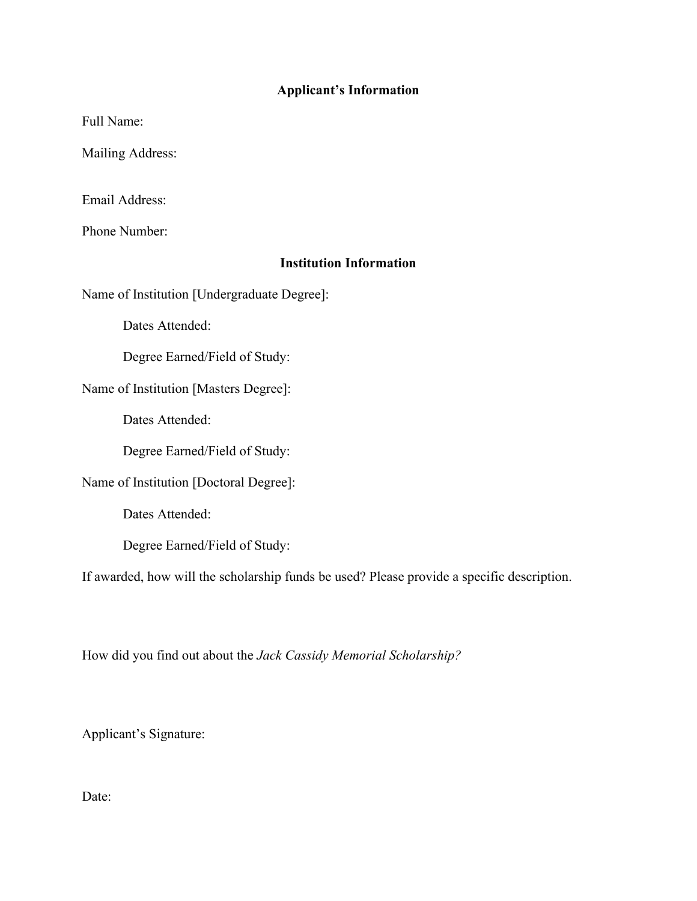## Applicant's Information

Full Name:

Mailing Address:

Email Address:

Phone Number:

## Institution Information

Name of Institution [Undergraduate Degree]:

Dates Attended:

Degree Earned/Field of Study:

Name of Institution [Masters Degree]:

Dates Attended:

Degree Earned/Field of Study:

Name of Institution [Doctoral Degree]:

Dates Attended:

Degree Earned/Field of Study:

If awarded, how will the scholarship funds be used? Please provide a specific description.

How did you find out about the *Jack Cassidy Memorial Scholarship?*

Applicant's Signature:

Date: